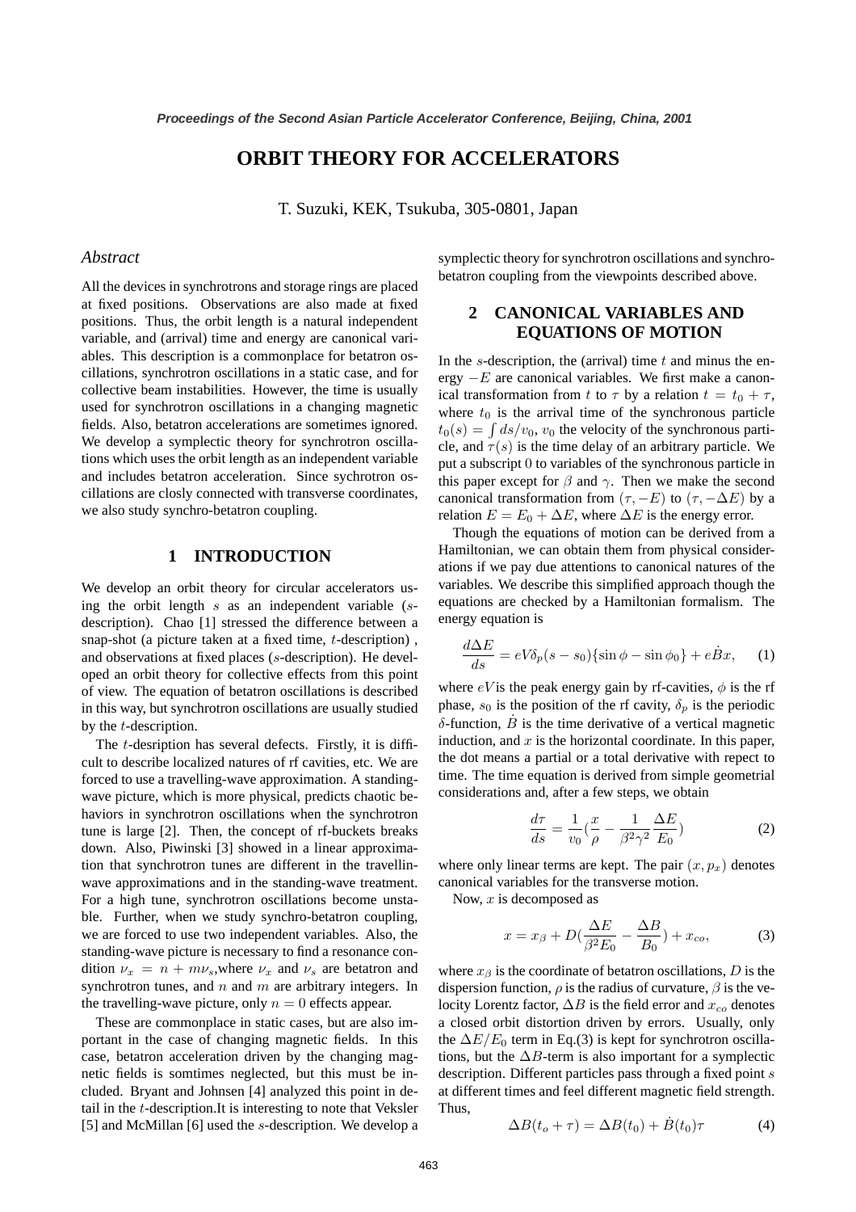# ORBIT THEORY FOR ACCELERATORS

T. Suzuki, KEK, Tsukuba, 305-0801, Japan

## *Abstract*

All the devices in synchrotrons and storage rings are placed at fixed positions. Observations are also made at fixed positions. Thus, the orbit length is a natural independent variable, and (arrival) time and energy are canonical variables. This description is a commonplace for betatron oscillations, synchrotron oscillations in a static case, and for collective beam instabilities. However, the time is usually used for synchrotron oscillations in a changing magnetic fields. Also, betatron accelerations are sometimes ignored. We develop a symplectic theory for synchrotron oscillations which uses the orbit length as an independent variable and includes betatron acceleration. Since sychrotron oscillations are closly connected with transverse coordinates, we also study synchro-betatron coupling.

## 1 INTRODUCTION

We develop an orbit theory for circular accelerators using the orbit length $s$ as an independent variable ($s$-description). Chao [1] stressed the difference between a snap-shot (a picture taken at a fixed time, $t$-description) , and observations at fixed places ($s$-description). He developed an orbit theory for collective effects from this point of view. The equation of betatron oscillations is described in this way, but synchrotron oscillations are usually studied by the $t$-description.

The $t$-desription has several defects. Firstly, it is difficult to describe localized natures of rf cavities, etc. We are forced to use a travelling-wave approximation. A standing-wave picture, which is more physical, predicts chaotic behaviors in synchrotron oscillations when the synchrotron tune is large [2]. Then, the concept of rf-buckets breaks down. Also, Piwinski [3] showed in a linear approximation that synchrotron tunes are different in the travellin-wave approximations and in the standing-wave treatment. For a high tune, synchrotron oscillations become unstable. Further, when we study synchro-betatron coupling, we are forced to use two independent variables. Also, the standing-wave picture is necessary to find a resonance condition $\nu_x = n + m\nu_s$,where $\nu_x$ and $\nu_s$ are betatron and synchrotron tunes, and $n$ and $m$ are arbitrary integers. In the travelling-wave picture, only $n = 0$ effects appear.

These are commonplace in static cases, but are also important in the case of changing magnetic fields. In this case, betatron acceleration driven by the changing magnetic fields is somtimes neglected, but this must be included. Bryant and Johnsen [4] analyzed this point in detail in the $t$-description.It is interesting to note that Veksler [5] and McMillan [6] used the $s$-description. We develop a symplectic theory for synchrotron oscillations and synchro-betatron coupling from the viewpoints described above.

## 2 CANONICAL VARIABLES AND EQUATIONS OF MOTION

In the $s$-description, the (arrival) time $t$ and minus the energy $-E$ are canonical variables. We first make a canonical transformation from $t$ to $\tau$ by a relation $t = t_0 + \tau$, where $t_0$ is the arrival time of the synchronous particle $t_0(s) = \int ds/v_0$, $v_0$ the velocity of the synchronous particle, and $\tau(s)$ is the time delay of an arbitrary particle. We put a subscript 0 to variables of the synchronous particle in this paper except for $\beta$ and $\gamma$. Then we make the second canonical transformation from $(\tau, -E)$ to $(\tau, -\Delta E)$ by a relation $E = E_0 + \Delta E$, where $\Delta E$ is the energy error.

Though the equations of motion can be derived from a Hamiltonian, we can obtain them from physical considerations if we pay due attentions to canonical natures of the variables. We describe this simplified approach though the equations are checked by a Hamiltonian formalism. The energy equation is

$$\frac{d\Delta E}{ds} = eV\delta_p(s - s_0)\{\sin\phi - \sin\phi_0\} + e\dot{B}x, \qquad (1)$$

where $eV$is the peak energy gain by rf-cavities, $\phi$ is the rf phase, $s_0$ is the position of the rf cavity, $\delta_p$ is the periodic $\delta$-function, $\dot{B}$ is the time derivative of a vertical magnetic induction, and $x$ is the horizontal coordinate. In this paper, the dot means a partial or a total derivative with repect to time. The time equation is derived from simple geometrial considerations and, after a few steps, we obtain

$$\frac{d\tau}{ds} = \frac{1}{v_0}\left(\frac{x}{\rho} - \frac{1}{\beta^2\gamma^2}\frac{\Delta E}{E_0}\right) \qquad (2)$$

where only linear terms are kept. The pair $(x, p_x)$ denotes canonical variables for the transverse motion.

Now, $x$ is decomposed as

$$x = x_\beta + D\left(\frac{\Delta E}{\beta^2 E_0} - \frac{\Delta B}{B_0}\right) + x_{co}, \qquad (3)$$

where $x_\beta$ is the coordinate of betatron oscillations, $D$ is the dispersion function, $\rho$ is the radius of curvature, $\beta$ is the velocity Lorentz factor, $\Delta B$ is the field error and $x_{co}$ denotes a closed orbit distortion driven by errors. Usually, only the $\Delta E/E_0$ term in Eq.(3) is kept for synchrotron oscillations, but the $\Delta B$-term is also important for a symplectic description. Different particles pass through a fixed point $s$ at different times and feel different magnetic field strength. Thus,

$$\Delta B(t_o + \tau) = \Delta B(t_0) + \dot{B}(t_0)\tau \qquad (4)$$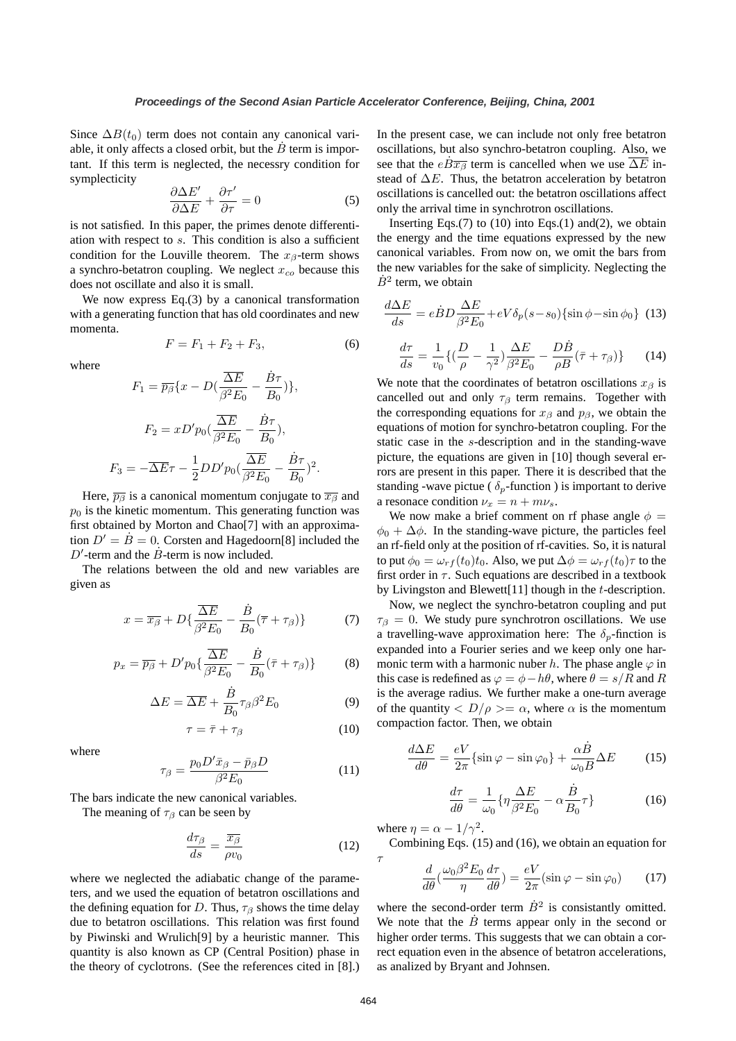Since $\Delta B(t_0)$ term does not contain any canonical variable, it only affects a closed orbit, but the $\dot{B}$ term is important. If this term is neglected, the necessry condition for symplecticity

$$\frac{\partial \Delta E'}{\partial \Delta E} + \frac{\partial \tau'}{\partial \tau} = 0 \tag{5}$$

is not satisfied. In this paper, the primes denote differentiation with respect to $s$. This condition is also a sufficient condition for the Louville theorem. The $x_\beta$-term shows a synchro-betatron coupling. We neglect $x_{co}$ because this does not oscillate and also it is small.

We now express Eq.(3) by a canonical transformation with a generating function that has old coordinates and new momenta.

$$F = F_1 + F_2 + F_3, \tag{6}$$

where

$$F_1 = \overline{p_\beta}\{x - D(\frac{\overline{\Delta E}}{\beta^2 E_0} - \frac{\dot{B}\tau}{B_0})\},$$

$$F_2 = xD'p_0(\frac{\overline{\Delta E}}{\beta^2 E_0} - \frac{\dot{B}\tau}{B_0}),$$

$$F_3 = -\overline{\Delta E}\tau - \frac{1}{2}DD'p_0(\frac{\overline{\Delta E}}{\beta^2 E_0} - \frac{\dot{B}\tau}{B_0})^2.$$

Here, $\overline{p_\beta}$ is a canonical momentum conjugate to $\overline{x_\beta}$ and $p_0$ is the kinetic momentum. This generating function was first obtained by Morton and Chao[7] with an approximation $D' = \dot{B} = 0$. Corsten and Hagedoorn[8] included the $D'$-term and the $\dot{B}$-term is now included.

The relations between the old and new variables are given as

$$x = \overline{x_\beta} + D\{\frac{\overline{\Delta E}}{\beta^2 E_0} - \frac{\dot{B}}{B_0}(\overline{\tau} + \tau_\beta)\} \tag{7}$$

$$p_x = \overline{p_\beta} + D'p_0\{\frac{\overline{\Delta E}}{\beta^2 E_0} - \frac{\dot{B}}{B_0}(\bar{\tau} + \tau_\beta)\} \tag{8}$$

$$\Delta E = \overline{\Delta E} + \frac{\dot{B}}{B_0}\tau_\beta \beta^2 E_0 \tag{9}$$

$$\tau = \bar{\tau} + \tau_\beta \tag{10}$$

where

$$\tau_\beta = \frac{p_0 D' \bar{x}_\beta - \bar{p}_\beta D}{\beta^2 E_0} \tag{11}$$

The bars indicate the new canonical variables.

The meaning of $\tau_\beta$ can be seen by

$$\frac{d\tau_\beta}{ds} = \frac{\overline{x_\beta}}{\rho v_0} \tag{12}$$

where we neglected the adiabatic change of the parameters, and we used the equation of betatron oscillations and the defining equation for $D$. Thus, $\tau_\beta$ shows the time delay due to betatron oscillations. This relation was first found by Piwinski and Wrulich[9] by a heuristic manner. This quantity is also known as CP (Central Position) phase in the theory of cyclotrons. (See the references cited in [8].)

In the present case, we can include not only free betatron oscillations, but also synchro-betatron coupling. Also, we see that the $e\dot{B}\overline{x_\beta}$ term is cancelled when we use $\overline{\Delta E}$ instead of $\Delta E$. Thus, the betatron acceleration by betatron oscillations is cancelled out: the betatron oscillations affect only the arrival time in synchrotron oscillations.

Inserting Eqs.(7) to (10) into Eqs.(1) and(2), we obtain the energy and the time equations expressed by the new canonical variables. From now on, we omit the bars from the new variables for the sake of simplicity. Neglecting the $\dot{B}^2$ term, we obtain

$$\frac{d\Delta E}{ds} = e\dot{B}D\frac{\Delta E}{\beta^2 E_0} + eV\delta_p(s-s_0)\{\sin\phi - \sin\phi_0\} \tag{13}$$

$$\frac{d\tau}{ds} = \frac{1}{v_0}\{(\frac{D}{\rho} - \frac{1}{\gamma^2})\frac{\Delta E}{\beta^2 E_0} - \frac{D\dot{B}}{\rho B}(\bar{\tau} + \tau_\beta)\} \tag{14}$$

We note that the coordinates of betatron oscillations $x_\beta$ is cancelled out and only $\tau_\beta$ term remains. Together with the corresponding equations for $x_\beta$ and $p_\beta$, we obtain the equations of motion for synchro-betatron coupling. For the static case in the $s$-description and in the standing-wave picture, the equations are given in [10] though several errors are present in this paper. There it is described that the standing -wave pictue ( $\delta_p$-function ) is important to derive a resonace condition $\nu_x = n + m\nu_s$.

We now make a brief comment on rf phase angle $\phi = \phi_0 + \Delta\phi$. In the standing-wave picture, the particles feel an rf-field only at the position of rf-cavities. So, it is natural to put $\phi_0 = \omega_{rf}(t_0)t_0$. Also, we put $\Delta\phi = \omega_{rf}(t_0)\tau$ to the first order in $\tau$. Such equations are described in a textbook by Livingston and Blewett[11] though in the $t$-description.

Now, we neglect the synchro-betatron coupling and put $\tau_\beta = 0$. We study pure synchrotron oscillations. We use a travelling-wave approximation here: The $\delta_p$-finction is expanded into a Fourier series and we keep only one harmonic term with a harmonic nuber $h$. The phase angle $\varphi$ in this case is redefined as $\varphi = \phi - h\theta$, where $\theta = s/R$ and $R$ is the average radius. We further make a one-turn average of the quantity $< D/\rho >= \alpha$, where $\alpha$ is the momentum compaction factor. Then, we obtain

$$\frac{d\Delta E}{d\theta} = \frac{eV}{2\pi}\{\sin\varphi - \sin\varphi_0\} + \frac{\alpha\dot{B}}{\omega_0 B}\Delta E \tag{15}$$

$$\frac{d\tau}{d\theta} = \frac{1}{\omega_0}\{\eta\frac{\Delta E}{\beta^2 E_0} - \alpha\frac{\dot{B}}{B_0}\tau\} \tag{16}$$

where $\eta = \alpha - 1/\gamma^2$.

Combining Eqs. (15) and (16), we obtain an equation for $\tau$

$$\frac{d}{d\theta}(\frac{\omega_0\beta^2 E_0}{\eta}\frac{d\tau}{d\theta}) = \frac{eV}{2\pi}(\sin\varphi - \sin\varphi_0) \tag{17}$$

where the second-order term $\dot{B}^2$ is consistantly omitted. We note that the $\dot{B}$ terms appear only in the second or higher order terms. This suggests that we can obtain a correct equation even in the absence of betatron accelerations, as analized by Bryant and Johnsen.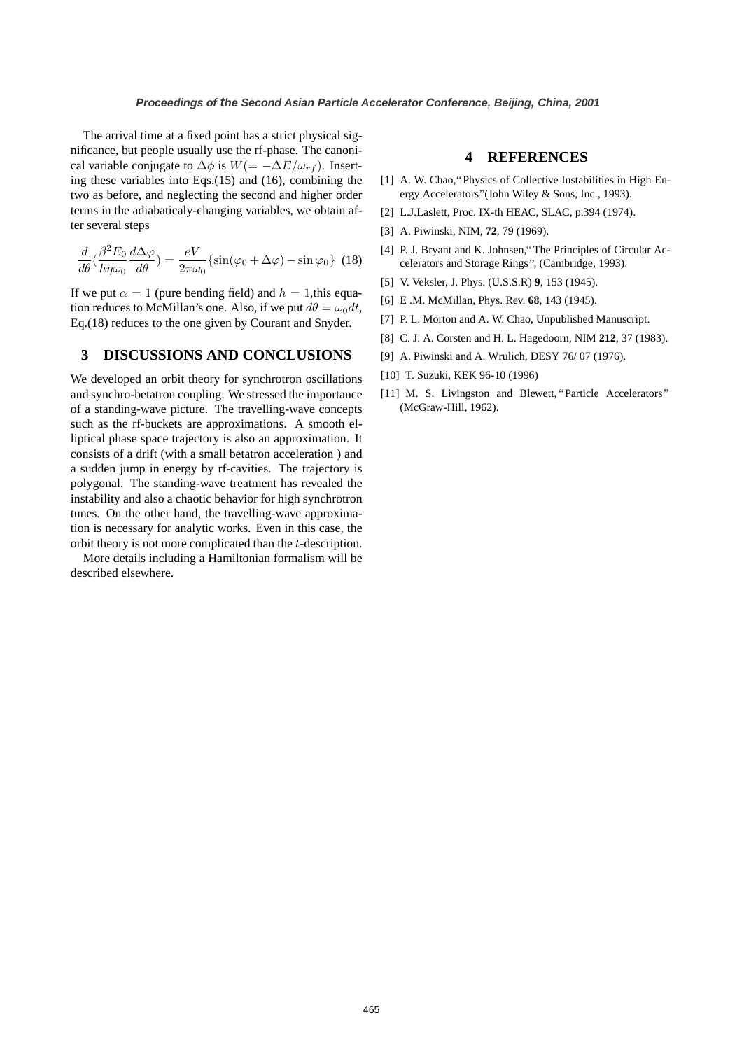The arrival time at a fixed point has a strict physical significance, but people usually use the rf-phase. The canonical variable conjugate to $\Delta\phi$ is $W(= -\Delta E/\omega_{rf})$. Inserting these variables into Eqs.(15) and (16), combining the two as before, and neglecting the second and higher order terms in the adiabaticaly-changing variables, we obtain after several steps

$$\frac{d}{d\theta}(\frac{\beta^2 E_0}{h\eta\omega_0}\frac{d\Delta\varphi}{d\theta}) = \frac{eV}{2\pi\omega_0}\{\sin(\varphi_0 + \Delta\varphi) - \sin\varphi_0\} \quad (18)$$

If we put $\alpha = 1$ (pure bending field) and $h = 1$,this equation reduces to McMillan's one. Also, if we put $d\theta = \omega_0 dt$, Eq.(18) reduces to the one given by Courant and Snyder.

## 3 DISCUSSIONS AND CONCLUSIONS

We developed an orbit theory for synchrotron oscillations and synchro-betatron coupling. We stressed the importance of a standing-wave picture. The travelling-wave concepts such as the rf-buckets are approximations. A smooth elliptical phase space trajectory is also an approximation. It consists of a drift (with a small betatron acceleration ) and a sudden jump in energy by rf-cavities. The trajectory is polygonal. The standing-wave treatment has revealed the instability and also a chaotic behavior for high synchrotron tunes. On the other hand, the travelling-wave approximation is necessary for analytic works. Even in this case, the orbit theory is not more complicated than the $t$-description.

More details including a Hamiltonian formalism will be described elsewhere.

## 4 REFERENCES

[1] A. W. Chao,"Physics of Collective Instabilities in High Energy Accelerators"(John Wiley & Sons, Inc., 1993).

[2] L.J.Laslett, Proc. IX-th HEAC, SLAC, p.394 (1974).

[3] A. Piwinski, NIM, **72**, 79 (1969).

[4] P. J. Bryant and K. Johnsen,"The Principles of Circular Accelerators and Storage Rings", (Cambridge, 1993).

[5] V. Veksler, J. Phys. (U.S.S.R) **9**, 153 (1945).

[6] E .M. McMillan, Phys. Rev. **68**, 143 (1945).

[7] P. L. Morton and A. W. Chao, Unpublished Manuscript.

[8] C. J. A. Corsten and H. L. Hagedoorn, NIM **212**, 37 (1983).

[9] A. Piwinski and A. Wrulich, DESY 76/ 07 (1976).

[10] T. Suzuki, KEK 96-10 (1996)

[11] M. S. Livingston and Blewett,"Particle Accelerators" (McGraw-Hill, 1962).